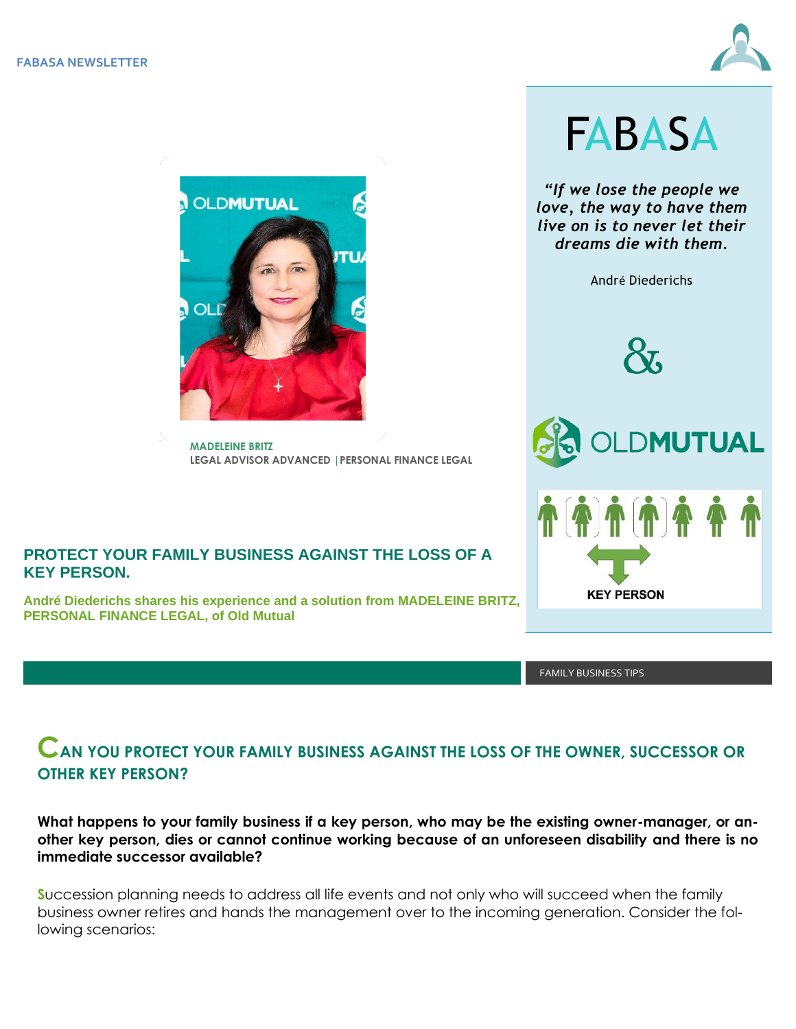MADELEINE BRITZ
LEGAL ADVISOR ADVANCED | PERSONAL FINANCE LEGAL

## PROTECT YOUR FAMILY BUSINESS AGAINST THE LOSS OF A KEY PERSON.

**André Diederichs shares his experience and a solution from MADELEINE BRITZ, PERSONAL FINANCE LEGAL, of Old Mutual**

# FABASA

*"If we lose the people we love, the way to have them live on is to never let their dreams die with them.*

André Diederichs

&

OLDMUTUAL

KEY PERSON

FAMILY BUSINESS TIPS

## CAN YOU PROTECT YOUR FAMILY BUSINESS AGAINST THE LOSS OF THE OWNER, SUCCESSOR OR OTHER KEY PERSON?

**What happens to your family business if a key person, who may be the existing owner-manager, or another key person, dies or cannot continue working because of an unforeseen disability and there is no immediate successor available?**

Succession planning needs to address all life events and not only who will succeed when the family business owner retires and hands the management over to the incoming generation. Consider the following scenarios: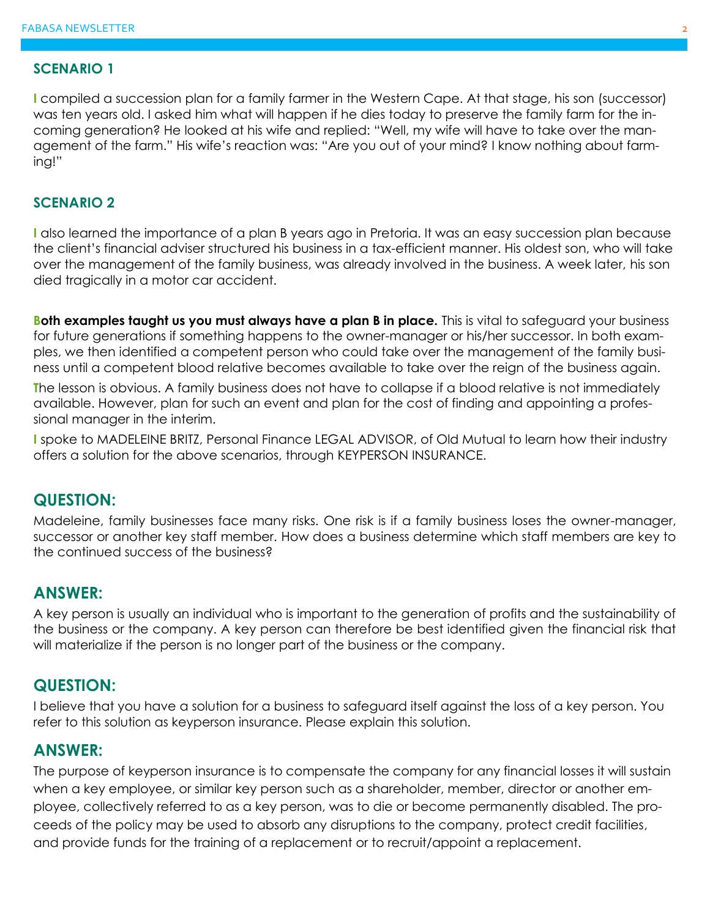## SCENARIO 1

I compiled a succession plan for a family farmer in the Western Cape. At that stage, his son (successor) was ten years old. I asked him what will happen if he dies today to preserve the family farm for the incoming generation? He looked at his wife and replied: "Well, my wife will have to take over the management of the farm." His wife's reaction was: "Are you out of your mind? I know nothing about farming!"

## SCENARIO 2

I also learned the importance of a plan B years ago in Pretoria. It was an easy succession plan because the client's financial adviser structured his business in a tax-efficient manner. His oldest son, who will take over the management of the family business, was already involved in the business. A week later, his son died tragically in a motor car accident.

**Both examples taught us you must always have a plan B in place.** This is vital to safeguard your business for future generations if something happens to the owner-manager or his/her successor. In both examples, we then identified a competent person who could take over the management of the family business until a competent blood relative becomes available to take over the reign of the business again.

The lesson is obvious. A family business does not have to collapse if a blood relative is not immediately available. However, plan for such an event and plan for the cost of finding and appointing a professional manager in the interim.

I spoke to MADELEINE BRITZ, Personal Finance LEGAL ADVISOR, of Old Mutual to learn how their industry offers a solution for the above scenarios, through KEYPERSON INSURANCE.

## QUESTION:

Madeleine, family businesses face many risks. One risk is if a family business loses the owner-manager, successor or another key staff member. How does a business determine which staff members are key to the continued success of the business?

## ANSWER:

A key person is usually an individual who is important to the generation of profits and the sustainability of the business or the company. A key person can therefore be best identified given the financial risk that will materialize if the person is no longer part of the business or the company.

## QUESTION:

I believe that you have a solution for a business to safeguard itself against the loss of a key person. You refer to this solution as keyperson insurance. Please explain this solution.

## ANSWER:

The purpose of keyperson insurance is to compensate the company for any financial losses it will sustain when a key employee, or similar key person such as a shareholder, member, director or another employee, collectively referred to as a key person, was to die or become permanently disabled. The proceeds of the policy may be used to absorb any disruptions to the company, protect credit facilities, and provide funds for the training of a replacement or to recruit/appoint a replacement.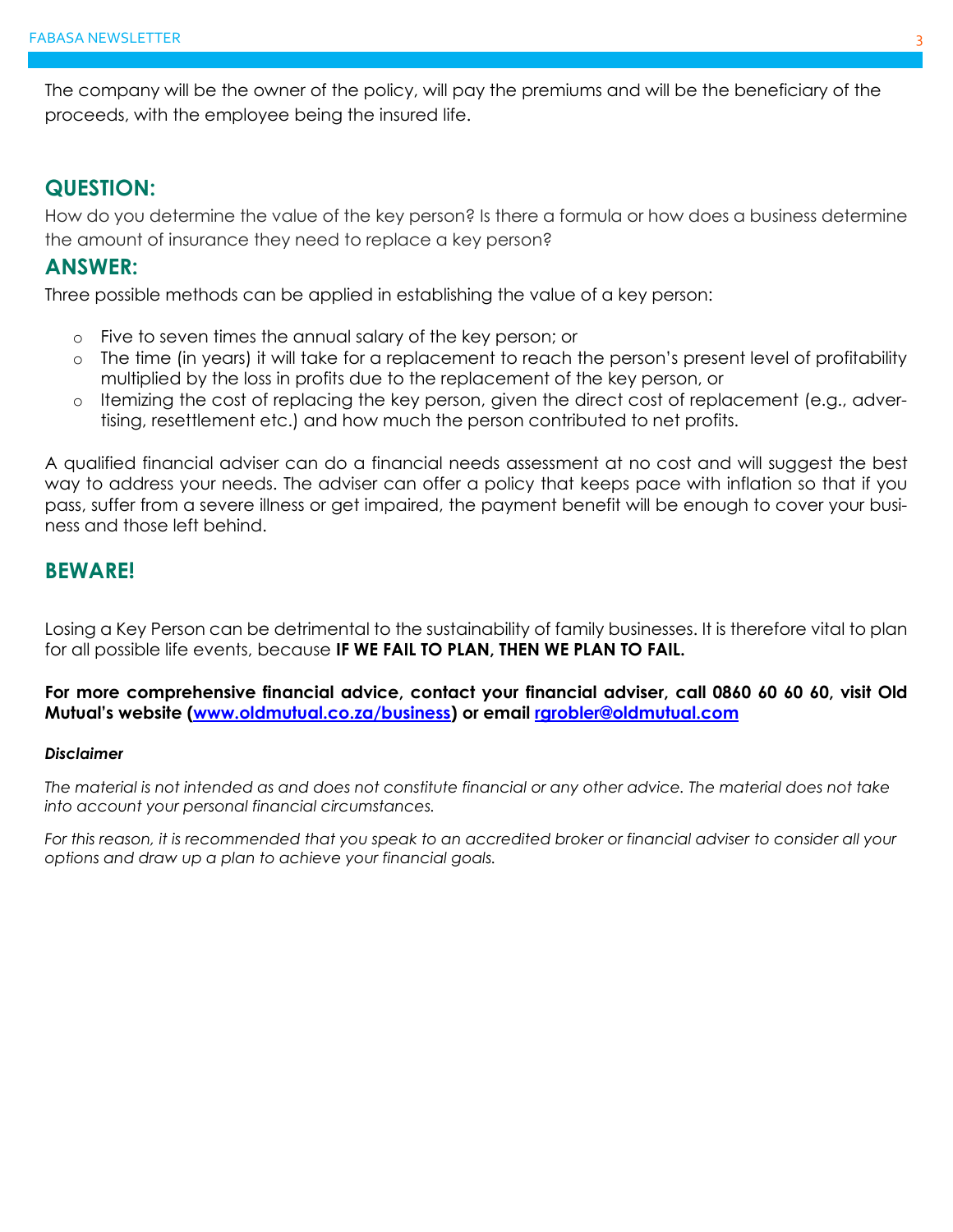The company will be the owner of the policy, will pay the premiums and will be the beneficiary of the proceeds, with the employee being the insured life.

## QUESTION:

How do you determine the value of the key person? Is there a formula or how does a business determine the amount of insurance they need to replace a key person?

## ANSWER:

Three possible methods can be applied in establishing the value of a key person:

- Five to seven times the annual salary of the key person; or
- The time (in years) it will take for a replacement to reach the person's present level of profitability multiplied by the loss in profits due to the replacement of the key person, or
- Itemizing the cost of replacing the key person, given the direct cost of replacement (e.g., advertising, resettlement etc.) and how much the person contributed to net profits.

A qualified financial adviser can do a financial needs assessment at no cost and will suggest the best way to address your needs. The adviser can offer a policy that keeps pace with inflation so that if you pass, suffer from a severe illness or get impaired, the payment benefit will be enough to cover your business and those left behind.

## BEWARE!

Losing a Key Person can be detrimental to the sustainability of family businesses. It is therefore vital to plan for all possible life events, because **IF WE FAIL TO PLAN, THEN WE PLAN TO FAIL.**

**For more comprehensive financial advice, contact your financial adviser, call 0860 60 60 60, visit Old Mutual's website ([www.oldmutual.co.za/business](http://www.oldmutual.co.za/business)) or email [rgrobler@oldmutual.com](mailto:rgrobler@oldmutual.com)**

***Disclaimer***

*The material is not intended as and does not constitute financial or any other advice. The material does not take into account your personal financial circumstances.*

*For this reason, it is recommended that you speak to an accredited broker or financial adviser to consider all your options and draw up a plan to achieve your financial goals.*